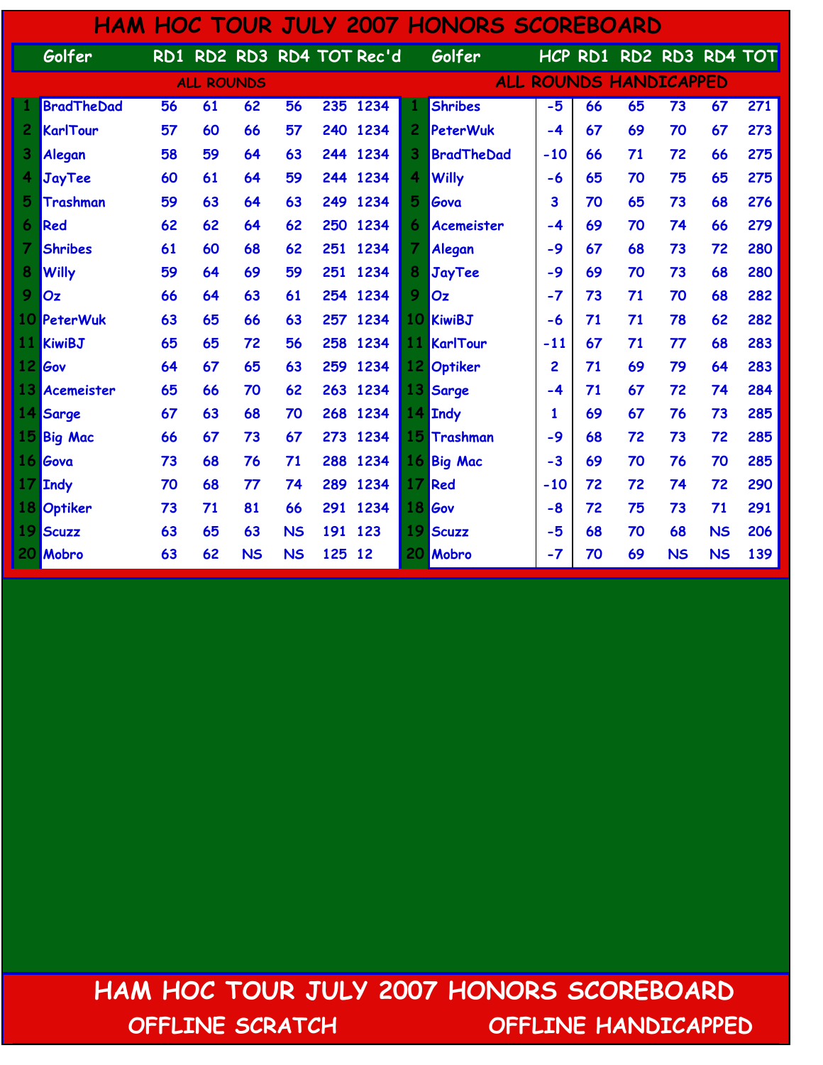# HAM HOC TOUR JULY 2007 HONORS SCOREBOARD

## ALL ROUNDS

| | Golfer | RD1 | RD2 | RD3 | RD4 | TOT | Rec'd |
|---|---|---|---|---|---|---|---|
| 1 | BradTheDad | 56 | 61 | 62 | 56 | 235 | 1234 |
| 2 | KarlTour | 57 | 60 | 66 | 57 | 240 | 1234 |
| 3 | Alegan | 58 | 59 | 64 | 63 | 244 | 1234 |
| 4 | JayTee | 60 | 61 | 64 | 59 | 244 | 1234 |
| 5 | Trashman | 59 | 63 | 64 | 63 | 249 | 1234 |
| 6 | Red | 62 | 62 | 64 | 62 | 250 | 1234 |
| 7 | Shribes | 61 | 60 | 68 | 62 | 251 | 1234 |
| 8 | Willy | 59 | 64 | 69 | 59 | 251 | 1234 |
| 9 | Oz | 66 | 64 | 63 | 61 | 254 | 1234 |
| 10 | PeterWuk | 63 | 65 | 66 | 63 | 257 | 1234 |
| 11 | KiwiBJ | 65 | 65 | 72 | 56 | 258 | 1234 |
| 12 | Gov | 64 | 67 | 65 | 63 | 259 | 1234 |
| 13 | Acemeister | 65 | 66 | 70 | 62 | 263 | 1234 |
| 14 | Sarge | 67 | 63 | 68 | 70 | 268 | 1234 |
| 15 | Big Mac | 66 | 67 | 73 | 67 | 273 | 1234 |
| 16 | Gova | 73 | 68 | 76 | 71 | 288 | 1234 |
| 17 | Indy | 70 | 68 | 77 | 74 | 289 | 1234 |
| 18 | Optiker | 73 | 71 | 81 | 66 | 291 | 1234 |
| 19 | Scuzz | 63 | 65 | 63 | NS | 191 | 123 |
| 20 | Mobro | 63 | 62 | NS | NS | 125 | 12 |

## ALL ROUNDS HANDICAPPED

| | Golfer | HCP | RD1 | RD2 | RD3 | RD4 | TOT |
|---|---|---|---|---|---|---|---|
| 1 | Shribes | -5 | 66 | 65 | 73 | 67 | 271 |
| 2 | PeterWuk | -4 | 67 | 69 | 70 | 67 | 273 |
| 3 | BradTheDad | -10 | 66 | 71 | 72 | 66 | 275 |
| 4 | Willy | -6 | 65 | 70 | 75 | 65 | 275 |
| 5 | Gova | 3 | 70 | 65 | 73 | 68 | 276 |
| 6 | Acemeister | -4 | 69 | 70 | 74 | 66 | 279 |
| 7 | Alegan | -9 | 67 | 68 | 73 | 72 | 280 |
| 8 | JayTee | -9 | 69 | 70 | 73 | 68 | 280 |
| 9 | Oz | -7 | 73 | 71 | 70 | 68 | 282 |
| 10 | KiwiBJ | -6 | 71 | 71 | 78 | 62 | 282 |
| 11 | KarlTour | -11 | 67 | 71 | 77 | 68 | 283 |
| 12 | Optiker | 2 | 71 | 69 | 79 | 64 | 283 |
| 13 | Sarge | -4 | 71 | 67 | 72 | 74 | 284 |
| 14 | Indy | 1 | 69 | 67 | 76 | 73 | 285 |
| 15 | Trashman | -9 | 68 | 72 | 73 | 72 | 285 |
| 16 | Big Mac | -3 | 69 | 70 | 76 | 70 | 285 |
| 17 | Red | -10 | 72 | 72 | 74 | 72 | 290 |
| 18 | Gov | -8 | 72 | 75 | 73 | 71 | 291 |
| 19 | Scuzz | -5 | 68 | 70 | 68 | NS | 206 |
| 20 | Mobro | -7 | 70 | 69 | NS | NS | 139 |

# HAM HOC TOUR JULY 2007 HONORS SCOREBOARD

OFFLINE SCRATCH

OFFLINE HANDICAPPED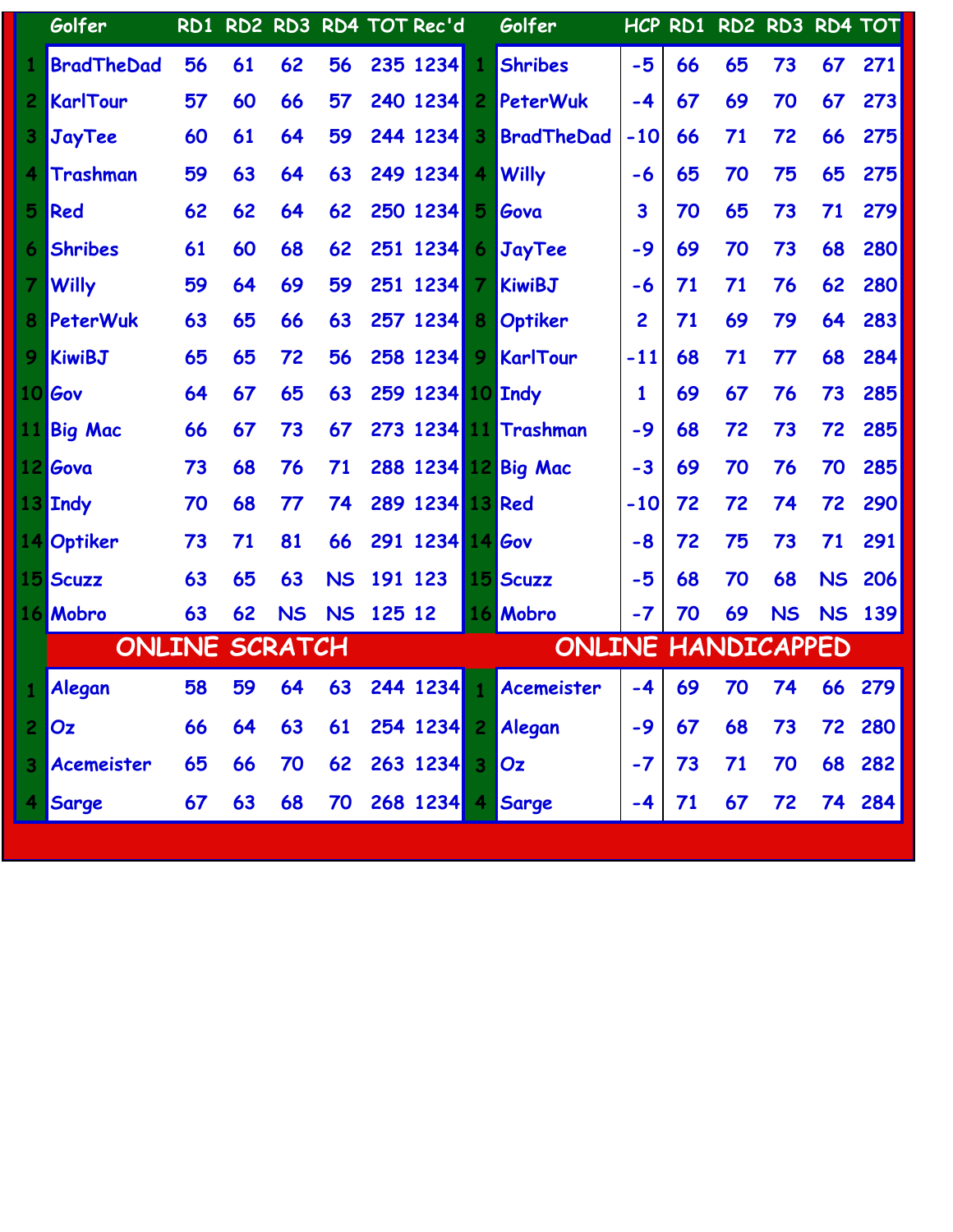| | Golfer | RD1 | RD2 | RD3 | RD4 | TOT | Rec'd |
|---|---|---|---|---|---|---|---|
| 1 | BradTheDad | 56 | 61 | 62 | 56 | 235 | 1234 |
| 2 | KarlTour | 57 | 60 | 66 | 57 | 240 | 1234 |
| 3 | JayTee | 60 | 61 | 64 | 59 | 244 | 1234 |
| 4 | Trashman | 59 | 63 | 64 | 63 | 249 | 1234 |
| 5 | Red | 62 | 62 | 64 | 62 | 250 | 1234 |
| 6 | Shribes | 61 | 60 | 68 | 62 | 251 | 1234 |
| 7 | Willy | 59 | 64 | 69 | 59 | 251 | 1234 |
| 8 | PeterWuk | 63 | 65 | 66 | 63 | 257 | 1234 |
| 9 | KiwiBJ | 65 | 65 | 72 | 56 | 258 | 1234 |
| 10 | Gov | 64 | 67 | 65 | 63 | 259 | 1234 |
| 11 | Big Mac | 66 | 67 | 73 | 67 | 273 | 1234 |
| 12 | Gova | 73 | 68 | 76 | 71 | 288 | 1234 |
| 13 | Indy | 70 | 68 | 77 | 74 | 289 | 1234 |
| 14 | Optiker | 73 | 71 | 81 | 66 | 291 | 1234 |
| 15 | Scuzz | 63 | 65 | 63 | NS | 191 | 123 |
| 16 | Mobro | 63 | 62 | NS | NS | 125 | 12 |

| | Golfer | HCP | RD1 | RD2 | RD3 | RD4 | TOT |
|---|---|---|---|---|---|---|---|
| 1 | Shribes | -5 | 66 | 65 | 73 | 67 | 271 |
| 2 | PeterWuk | -4 | 67 | 69 | 70 | 67 | 273 |
| 3 | BradTheDad | -10 | 66 | 71 | 72 | 66 | 275 |
| 4 | Willy | -6 | 65 | 70 | 75 | 65 | 275 |
| 5 | Gova | 3 | 70 | 65 | 73 | 71 | 279 |
| 6 | JayTee | -9 | 69 | 70 | 73 | 68 | 280 |
| 7 | KiwiBJ | -6 | 71 | 71 | 76 | 62 | 280 |
| 8 | Optiker | 2 | 71 | 69 | 79 | 64 | 283 |
| 9 | KarlTour | -11 | 68 | 71 | 77 | 68 | 284 |
| 10 | Indy | 1 | 69 | 67 | 76 | 73 | 285 |
| 11 | Trashman | -9 | 68 | 72 | 73 | 72 | 285 |
| 12 | Big Mac | -3 | 69 | 70 | 76 | 70 | 285 |
| 13 | Red | -10 | 72 | 72 | 74 | 72 | 290 |
| 14 | Gov | -8 | 72 | 75 | 73 | 71 | 291 |
| 15 | Scuzz | -5 | 68 | 70 | 68 | NS | 206 |
| 16 | Mobro | -7 | 70 | 69 | NS | NS | 139 |

## ONLINE SCRATCH

| | Golfer | RD1 | RD2 | RD3 | RD4 | TOT | Rec'd |
|---|---|---|---|---|---|---|---|
| 1 | Alegan | 58 | 59 | 64 | 63 | 244 | 1234 |
| 2 | Oz | 66 | 64 | 63 | 61 | 254 | 1234 |
| 3 | Acemeister | 65 | 66 | 70 | 62 | 263 | 1234 |
| 4 | Sarge | 67 | 63 | 68 | 70 | 268 | 1234 |

## ONLINE HANDICAPPED

| | Golfer | HCP | RD1 | RD2 | RD3 | RD4 | TOT |
|---|---|---|---|---|---|---|---|
| 1 | Acemeister | -4 | 69 | 70 | 74 | 66 | 279 |
| 2 | Alegan | -9 | 67 | 68 | 73 | 72 | 280 |
| 3 | Oz | -7 | 73 | 71 | 70 | 68 | 282 |
| 4 | Sarge | -4 | 71 | 67 | 72 | 74 | 284 |